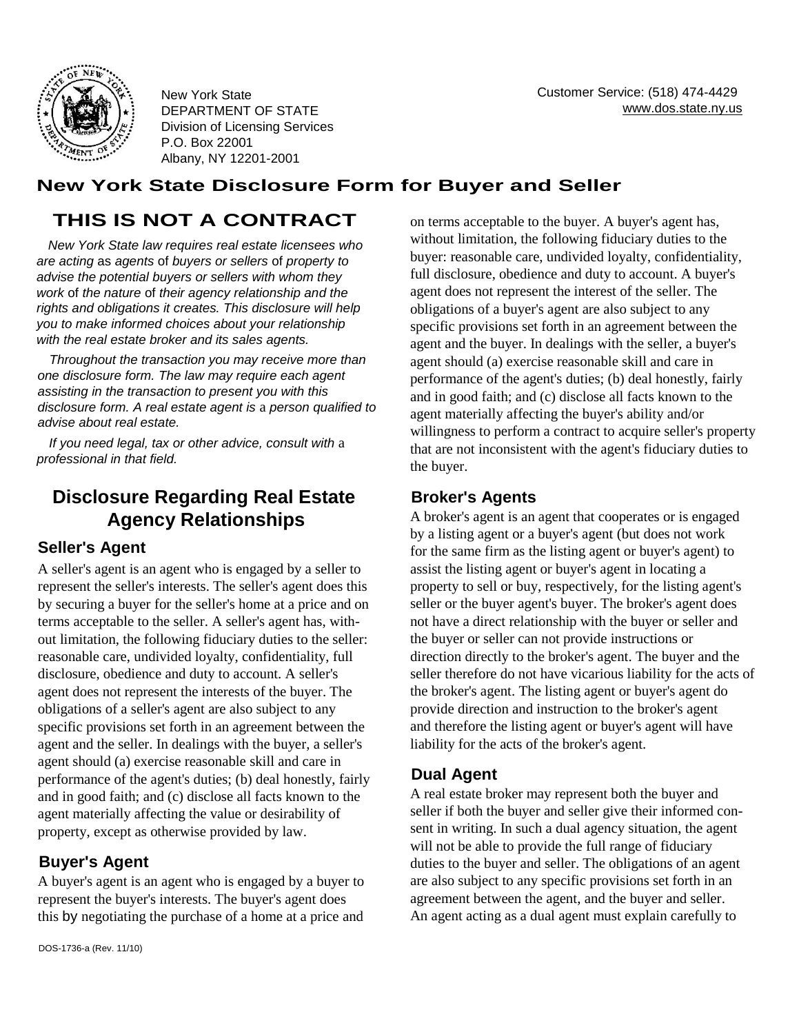New York State
DEPARTMENT OF STATE
Division of Licensing Services
P.O. Box 22001
Albany, NY 12201-2001

Customer Service: (518) 474-4429
www.dos.state.ny.us

# New York State Disclosure Form for Buyer and Seller

## THIS IS NOT A CONTRACT

*New York State law requires real estate licensees who are acting as agents of buyers or sellers of property to advise the potential buyers or sellers with whom they work of the nature of their agency relationship and the rights and obligations it creates. This disclosure will help you to make informed choices about your relationship with the real estate broker and its sales agents.*

*Throughout the transaction you may receive more than one disclosure form. The law may require each agent assisting in the transaction to present you with this disclosure form. A real estate agent is a person qualified to advise about real estate.*

*If you need legal, tax or other advice, consult with a professional in that field.*

## Disclosure Regarding Real Estate Agency Relationships

### Seller's Agent

A seller's agent is an agent who is engaged by a seller to represent the seller's interests. The seller's agent does this by securing a buyer for the seller's home at a price and on terms acceptable to the seller. A seller's agent has, without limitation, the following fiduciary duties to the seller: reasonable care, undivided loyalty, confidentiality, full disclosure, obedience and duty to account. A seller's agent does not represent the interests of the buyer. The obligations of a seller's agent are also subject to any specific provisions set forth in an agreement between the agent and the seller. In dealings with the buyer, a seller's agent should (a) exercise reasonable skill and care in performance of the agent's duties; (b) deal honestly, fairly and in good faith; and (c) disclose all facts known to the agent materially affecting the value or desirability of property, except as otherwise provided by law.

### Buyer's Agent

A buyer's agent is an agent who is engaged by a buyer to represent the buyer's interests. The buyer's agent does this by negotiating the purchase of a home at a price and on terms acceptable to the buyer. A buyer's agent has, without limitation, the following fiduciary duties to the buyer: reasonable care, undivided loyalty, confidentiality, full disclosure, obedience and duty to account. A buyer's agent does not represent the interest of the seller. The obligations of a buyer's agent are also subject to any specific provisions set forth in an agreement between the agent and the buyer. In dealings with the seller, a buyer's agent should (a) exercise reasonable skill and care in performance of the agent's duties; (b) deal honestly, fairly and in good faith; and (c) disclose all facts known to the agent materially affecting the buyer's ability and/or willingness to perform a contract to acquire seller's property that are not inconsistent with the agent's fiduciary duties to the buyer.

### Broker's Agents

A broker's agent is an agent that cooperates or is engaged by a listing agent or a buyer's agent (but does not work for the same firm as the listing agent or buyer's agent) to assist the listing agent or buyer's agent in locating a property to sell or buy, respectively, for the listing agent's seller or the buyer agent's buyer. The broker's agent does not have a direct relationship with the buyer or seller and the buyer or seller can not provide instructions or direction directly to the broker's agent. The buyer and the seller therefore do not have vicarious liability for the acts of the broker's agent. The listing agent or buyer's agent do provide direction and instruction to the broker's agent and therefore the listing agent or buyer's agent will have liability for the acts of the broker's agent.

### Dual Agent

A real estate broker may represent both the buyer and seller if both the buyer and seller give their informed consent in writing. In such a dual agency situation, the agent will not be able to provide the full range of fiduciary duties to the buyer and seller. The obligations of an agent are also subject to any specific provisions set forth in an agreement between the agent, and the buyer and seller. An agent acting as a dual agent must explain carefully to

DOS-1736-a (Rev. 11/10)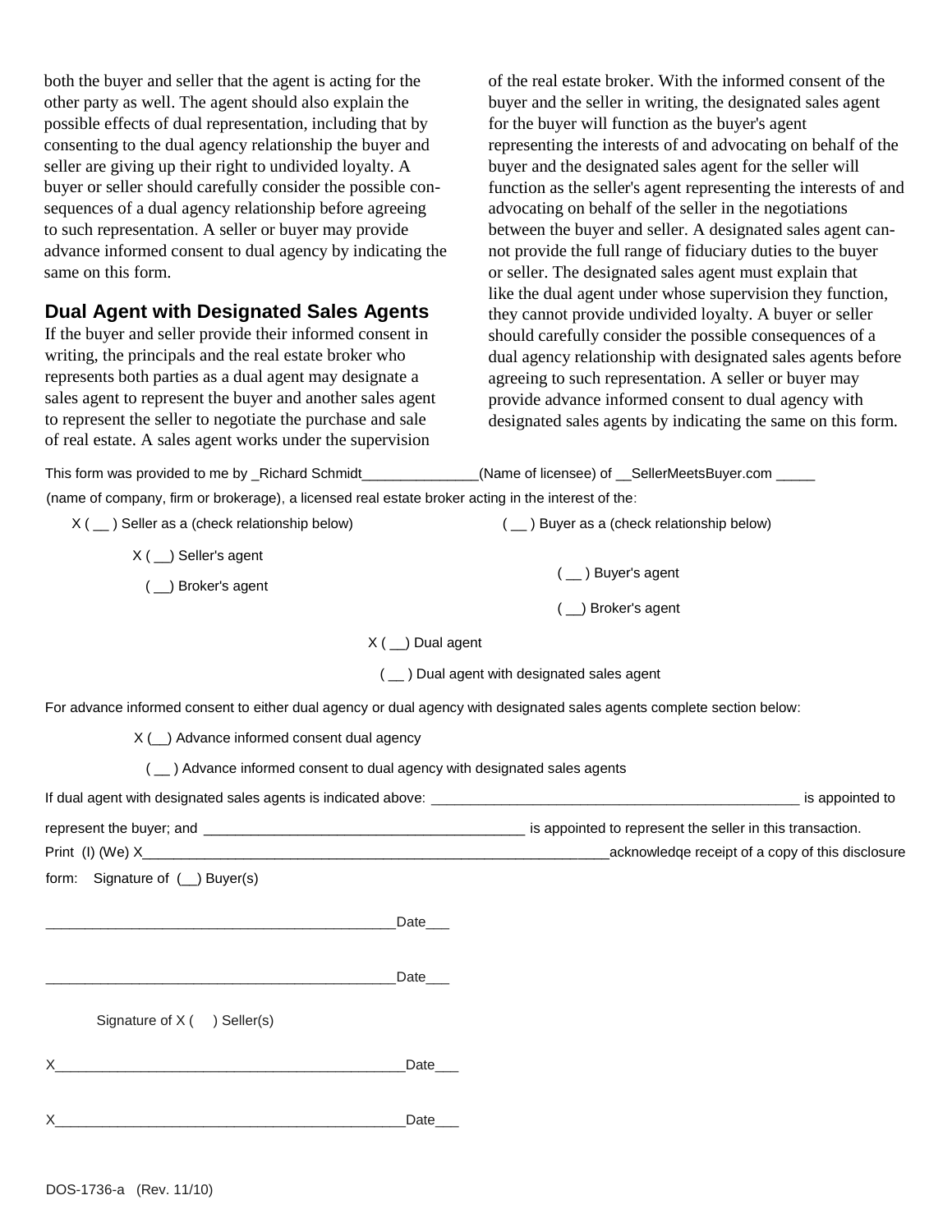both the buyer and seller that the agent is acting for the other party as well. The agent should also explain the possible effects of dual representation, including that by consenting to the dual agency relationship the buyer and seller are giving up their right to undivided loyalty. A buyer or seller should carefully consider the possible consequences of a dual agency relationship before agreeing to such representation. A seller or buyer may provide advance informed consent to dual agency by indicating the same on this form.

## Dual Agent with Designated Sales Agents

If the buyer and seller provide their informed consent in writing, the principals and the real estate broker who represents both parties as a dual agent may designate a sales agent to represent the buyer and another sales agent to represent the seller to negotiate the purchase and sale of real estate. A sales agent works under the supervision of the real estate broker. With the informed consent of the buyer and the seller in writing, the designated sales agent for the buyer will function as the buyer's agent representing the interests of and advocating on behalf of the buyer and the designated sales agent for the seller will function as the seller's agent representing the interests of and advocating on behalf of the seller in the negotiations between the buyer and seller. A designated sales agent cannot provide the full range of fiduciary duties to the buyer or seller. The designated sales agent must explain that like the dual agent under whose supervision they function, they cannot provide undivided loyalty. A buyer or seller should carefully consider the possible consequences of a dual agency relationship with designated sales agents before agreeing to such representation. A seller or buyer may provide advance informed consent to dual agency with designated sales agents by indicating the same on this form.

This form was provided to me by _Richard Schmidt_______________(Name of licensee) of __SellerMeetsBuyer.com _____ (name of company, firm or brokerage), a licensed real estate broker acting in the interest of the:

X ( __ ) Seller as a (check relationship below)

X ( __) Seller's agent

( __) Broker's agent

( __ ) Buyer as a (check relationship below)

( __ ) Buyer's agent

( __) Broker's agent

X ( __) Dual agent

( __ ) Dual agent with designated sales agent

For advance informed consent to either dual agency or dual agency with designated sales agents complete section below:

X (__) Advance informed consent dual agency

( __ ) Advance informed consent to dual agency with designated sales agents

If dual agent with designated sales agents is indicated above: _______________________________________________ is appointed to represent the buyer; and _________________________________________ is appointed to represent the seller in this transaction.

Print (I) (We) X____________________________________________________________acknowledqe receipt of a copy of this disclosure form: Signature of (__) Buyer(s)

_____________________________________________Date___

_____________________________________________Date___

Signature of X ( ) Seller(s)

X_____________________________________________Date___

X_____________________________________________Date___

DOS-1736-a (Rev. 11/10)